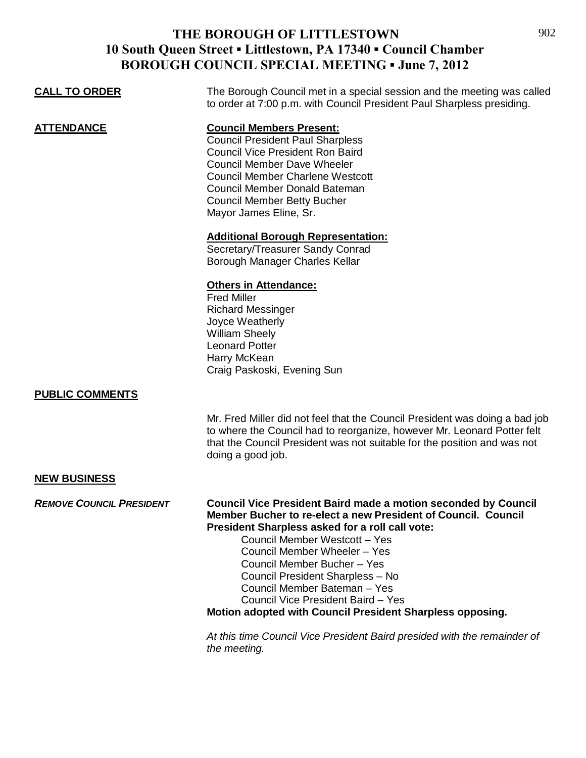# THE BOROUGH OF LITTLESTOWN
## 10 South Queen Street ▪ Littlestown, PA 17340 ▪ Council Chamber
## BOROUGH COUNCIL SPECIAL MEETING ▪ June 7, 2012

**CALL TO ORDER**

The Borough Council met in a special session and the meeting was called to order at 7:00 p.m. with Council President Paul Sharpless presiding.

**ATTENDANCE**

**Council Members Present:**

Council President Paul Sharpless
Council Vice President Ron Baird
Council Member Dave Wheeler
Council Member Charlene Westcott
Council Member Donald Bateman
Council Member Betty Bucher
Mayor James Eline, Sr.

**Additional Borough Representation:**

Secretary/Treasurer Sandy Conrad
Borough Manager Charles Kellar

**Others in Attendance:**

Fred Miller
Richard Messinger
Joyce Weatherly
William Sheely
Leonard Potter
Harry McKean
Craig Paskoski, Evening Sun

**PUBLIC COMMENTS**

Mr. Fred Miller did not feel that the Council President was doing a bad job to where the Council had to reorganize, however Mr. Leonard Potter felt that the Council President was not suitable for the position and was not doing a good job.

**NEW BUSINESS**

***REMOVE COUNCIL PRESIDENT***

**Council Vice President Baird made a motion seconded by Council Member Bucher to re-elect a new President of Council. Council President Sharpless asked for a roll call vote:**

Council Member Westcott – Yes
Council Member Wheeler – Yes
Council Member Bucher – Yes
Council President Sharpless – No
Council Member Bateman – Yes
Council Vice President Baird – Yes

**Motion adopted with Council President Sharpless opposing.**

*At this time Council Vice President Baird presided with the remainder of the meeting.*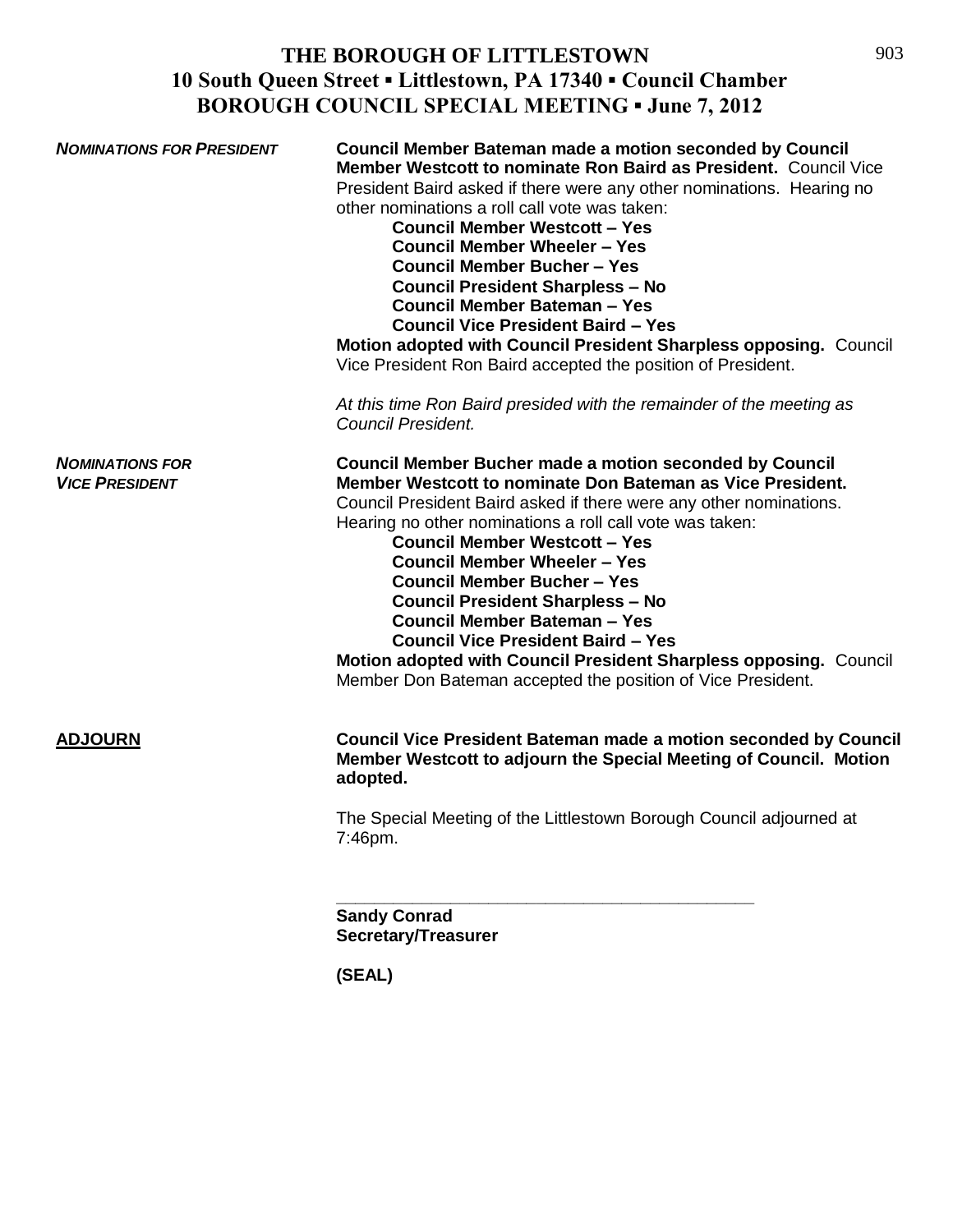**THE BOROUGH OF LITTLESTOWN**
**10 South Queen Street ▪ Littlestown, PA 17340 ▪ Council Chamber**
**BOROUGH COUNCIL SPECIAL MEETING ▪ June 7, 2012**

***NOMINATIONS FOR PRESIDENT***

**Council Member Bateman made a motion seconded by Council Member Westcott to nominate Ron Baird as President.** Council Vice President Baird asked if there were any other nominations. Hearing no other nominations a roll call vote was taken:

- **Council Member Westcott – Yes**
- **Council Member Wheeler – Yes**
- **Council Member Bucher – Yes**
- **Council President Sharpless – No**
- **Council Member Bateman – Yes**
- **Council Vice President Baird – Yes**

**Motion adopted with Council President Sharpless opposing.** Council Vice President Ron Baird accepted the position of President.

*At this time Ron Baird presided with the remainder of the meeting as Council President.*

***NOMINATIONS FOR VICE PRESIDENT***

**Council Member Bucher made a motion seconded by Council Member Westcott to nominate Don Bateman as Vice President.** Council President Baird asked if there were any other nominations. Hearing no other nominations a roll call vote was taken:

- **Council Member Westcott – Yes**
- **Council Member Wheeler – Yes**
- **Council Member Bucher – Yes**
- **Council President Sharpless – No**
- **Council Member Bateman – Yes**
- **Council Vice President Baird – Yes**

**Motion adopted with Council President Sharpless opposing.** Council Member Don Bateman accepted the position of Vice President.

**ADJOURN**

**Council Vice President Bateman made a motion seconded by Council Member Westcott to adjourn the Special Meeting of Council. Motion adopted.**

The Special Meeting of the Littlestown Borough Council adjourned at 7:46pm.

\_\_\_\_\_\_\_\_\_\_\_\_\_\_\_\_\_\_\_\_\_\_\_\_\_\_\_\_\_\_\_\_\_\_\_\_\_\_\_\_\_\_\_\_

**Sandy Conrad**
**Secretary/Treasurer**

**(SEAL)**